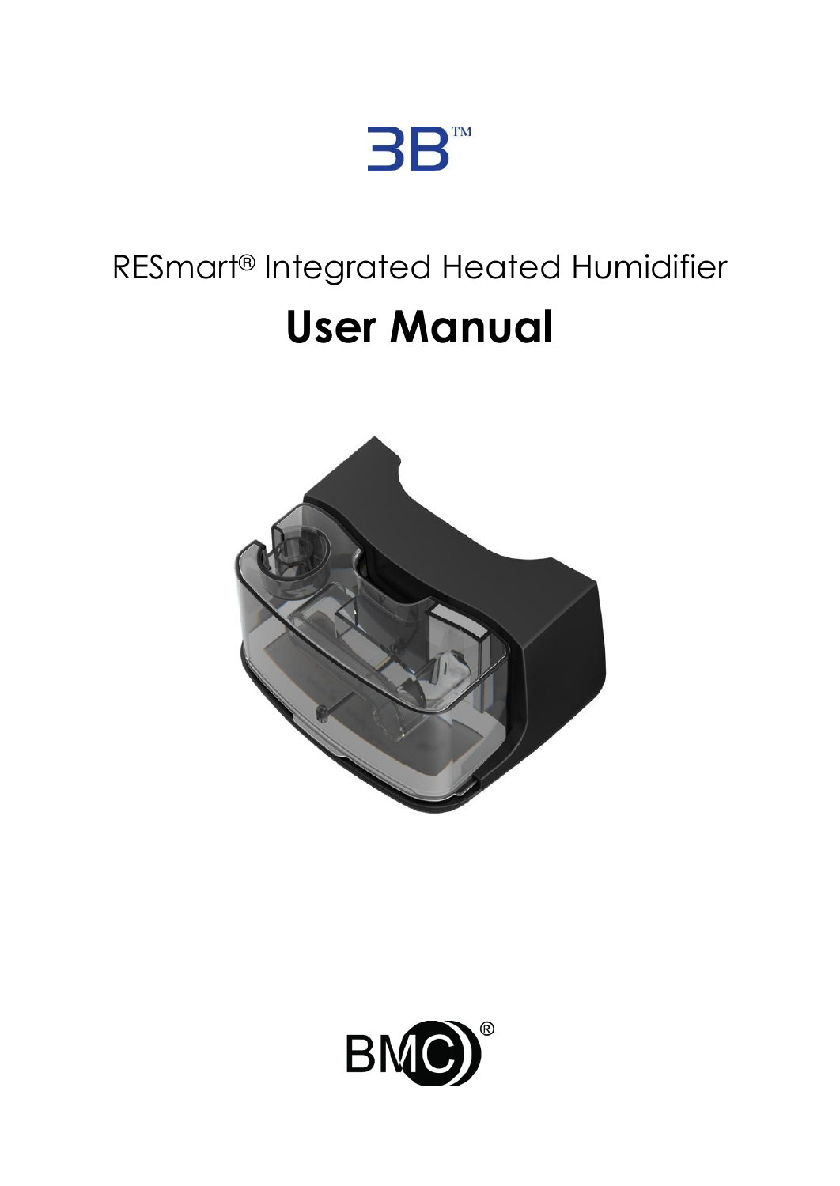3B™

RESmart® Integrated Heated Humidifier

# User Manual

BMC®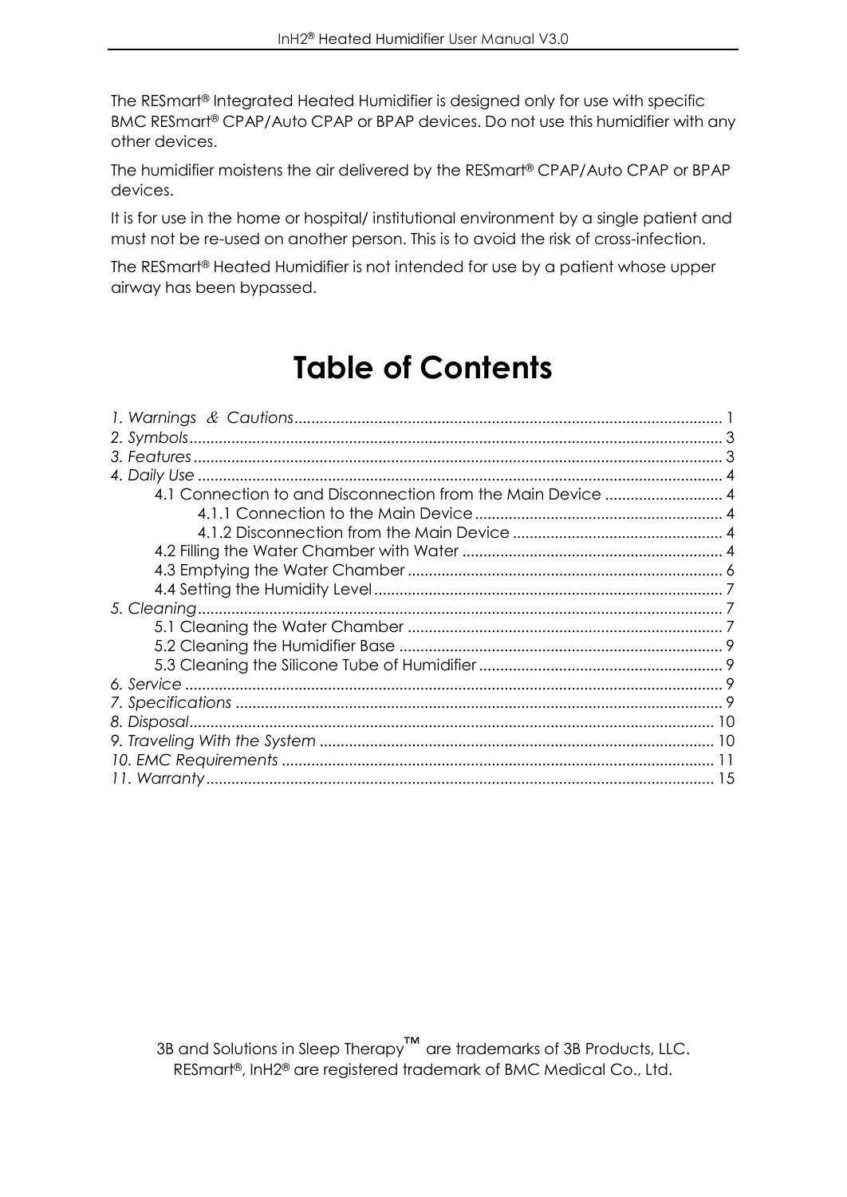The RESmart® Integrated Heated Humidifier is designed only for use with specific BMC RESmart® CPAP/Auto CPAP or BPAP devices. Do not use this humidifier with any other devices.

The humidifier moistens the air delivered by the RESmart® CPAP/Auto CPAP or BPAP devices.

It is for use in the home or hospital/ institutional environment by a single patient and must not be re-used on another person. This is to avoid the risk of cross-infection.

The RESmart® Heated Humidifier is not intended for use by a patient whose upper airway has been bypassed.

# Table of Contents

*1. Warnings ＆ Cautions* ..................... 1
*2. Symbols* ..................... 3
*3. Features* ..................... 3
*4. Daily Use* ..................... 4
  4.1 Connection to and Disconnection from the Main Device ..................... 4
    4.1.1 Connection to the Main Device ..................... 4
    4.1.2 Disconnection from the Main Device ..................... 4
  4.2 Filling the Water Chamber with Water ..................... 4
  4.3 Emptying the Water Chamber ..................... 6
  4.4 Setting the Humidity Level ..................... 7
*5. Cleaning* ..................... 7
  5.1 Cleaning the Water Chamber ..................... 7
  5.2 Cleaning the Humidifier Base ..................... 9
  5.3 Cleaning the Silicone Tube of Humidifier ..................... 9
*6. Service* ..................... 9
*7. Specifications* ..................... 9
*8. Disposal* ..................... 10
*9. Traveling With the System* ..................... 10
*10. EMC Requirements* ..................... 11
*11. Warranty* ..................... 15

3B and Solutions in Sleep Therapy™ are trademarks of 3B Products, LLC.
RESmart®, InH2® are registered trademark of BMC Medical Co., Ltd.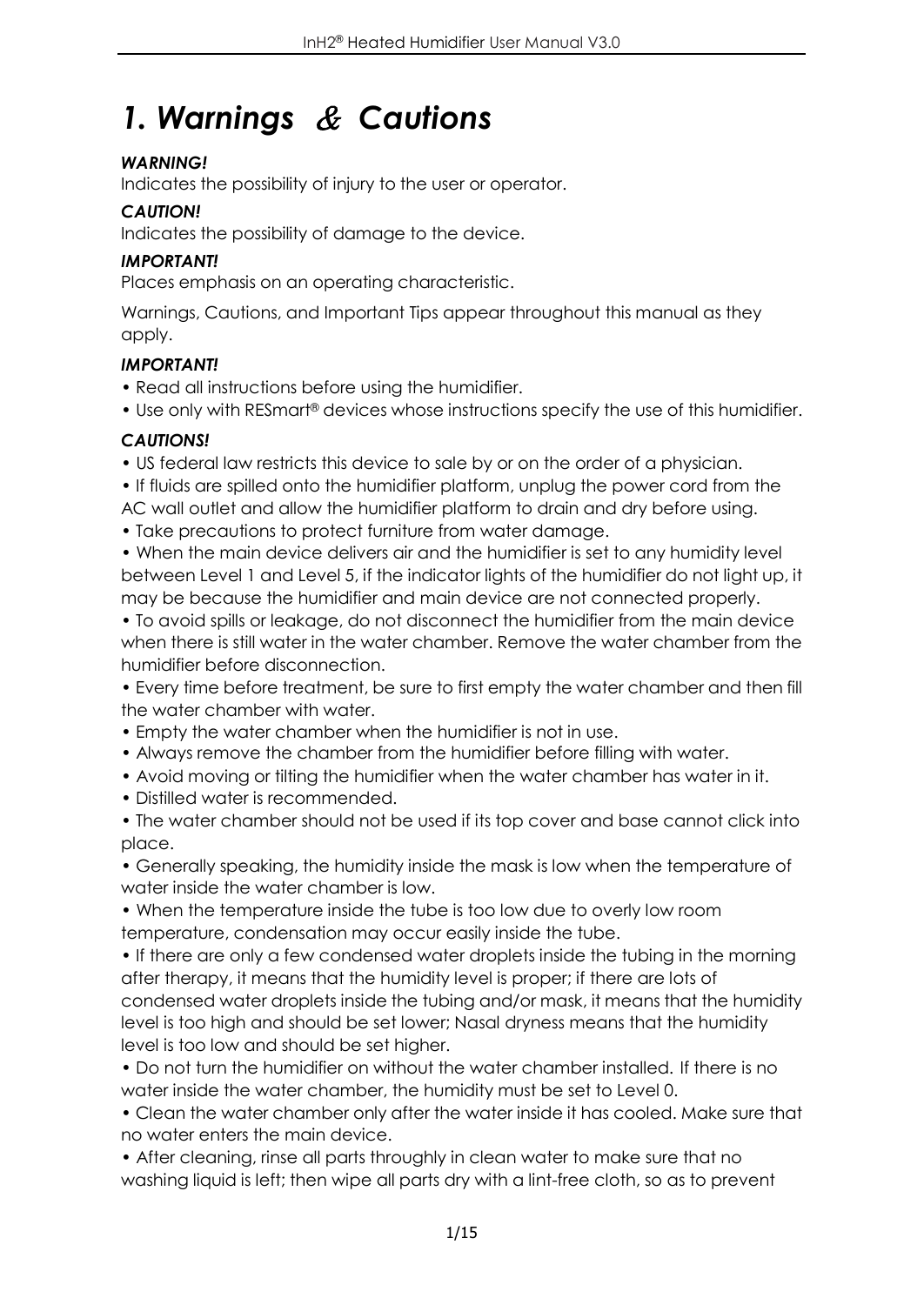# 1. Warnings & Cautions

***WARNING!***

Indicates the possibility of injury to the user or operator.

***CAUTION!***

Indicates the possibility of damage to the device.

***IMPORTANT!***

Places emphasis on an operating characteristic.

Warnings, Cautions, and Important Tips appear throughout this manual as they apply.

***IMPORTANT!***

- Read all instructions before using the humidifier.
- Use only with RESmart® devices whose instructions specify the use of this humidifier.

***CAUTIONS!***

- US federal law restricts this device to sale by or on the order of a physician.
- If fluids are spilled onto the humidifier platform, unplug the power cord from the AC wall outlet and allow the humidifier platform to drain and dry before using.
- Take precautions to protect furniture from water damage.
- When the main device delivers air and the humidifier is set to any humidity level between Level 1 and Level 5, if the indicator lights of the humidifier do not light up, it may be because the humidifier and main device are not connected properly.
- To avoid spills or leakage, do not disconnect the humidifier from the main device when there is still water in the water chamber. Remove the water chamber from the humidifier before disconnection.
- Every time before treatment, be sure to first empty the water chamber and then fill the water chamber with water.
- Empty the water chamber when the humidifier is not in use.
- Always remove the chamber from the humidifier before filling with water.
- Avoid moving or tilting the humidifier when the water chamber has water in it.
- Distilled water is recommended.
- The water chamber should not be used if its top cover and base cannot click into place.
- Generally speaking, the humidity inside the mask is low when the temperature of water inside the water chamber is low.
- When the temperature inside the tube is too low due to overly low room temperature, condensation may occur easily inside the tube.
- If there are only a few condensed water droplets inside the tubing in the morning after therapy, it means that the humidity level is proper; if there are lots of condensed water droplets inside the tubing and/or mask, it means that the humidity level is too high and should be set lower; Nasal dryness means that the humidity level is too low and should be set higher.
- Do not turn the humidifier on without the water chamber installed. If there is no water inside the water chamber, the humidity must be set to Level 0.
- Clean the water chamber only after the water inside it has cooled. Make sure that no water enters the main device.
- After cleaning, rinse all parts throughly in clean water to make sure that no washing liquid is left; then wipe all parts dry with a lint-free cloth, so as to prevent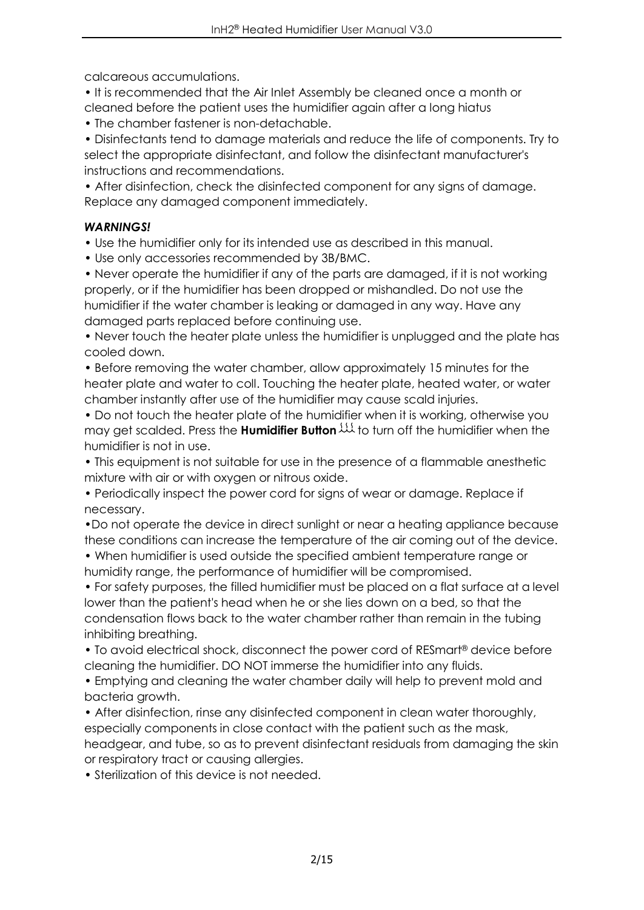calcareous accumulations.

- It is recommended that the Air Inlet Assembly be cleaned once a month or cleaned before the patient uses the humidifier again after a long hiatus
- The chamber fastener is non-detachable.
- Disinfectants tend to damage materials and reduce the life of components. Try to select the appropriate disinfectant, and follow the disinfectant manufacturer's instructions and recommendations.
- After disinfection, check the disinfected component for any signs of damage. Replace any damaged component immediately.

***WARNINGS!***

- Use the humidifier only for its intended use as described in this manual.
- Use only accessories recommended by 3B/BMC.
- Never operate the humidifier if any of the parts are damaged, if it is not working properly, or if the humidifier has been dropped or mishandled. Do not use the humidifier if the water chamber is leaking or damaged in any way. Have any damaged parts replaced before continuing use.
- Never touch the heater plate unless the humidifier is unplugged and the plate has cooled down.
- Before removing the water chamber, allow approximately 15 minutes for the heater plate and water to coll. Touching the heater plate, heated water, or water chamber instantly after use of the humidifier may cause scald injuries.
- Do not touch the heater plate of the humidifier when it is working, otherwise you may get scalded. Press the **Humidifier Button** to turn off the humidifier when the humidifier is not in use.
- This equipment is not suitable for use in the presence of a flammable anesthetic mixture with air or with oxygen or nitrous oxide.
- Periodically inspect the power cord for signs of wear or damage. Replace if necessary.
- Do not operate the device in direct sunlight or near a heating appliance because these conditions can increase the temperature of the air coming out of the device.
- When humidifier is used outside the specified ambient temperature range or humidity range, the performance of humidifier will be compromised.
- For safety purposes, the filled humidifier must be placed on a flat surface at a level lower than the patient's head when he or she lies down on a bed, so that the condensation flows back to the water chamber rather than remain in the tubing inhibiting breathing.
- To avoid electrical shock, disconnect the power cord of RESmart® device before cleaning the humidifier. DO NOT immerse the humidifier into any fluids.
- Emptying and cleaning the water chamber daily will help to prevent mold and bacteria growth.
- After disinfection, rinse any disinfected component in clean water thoroughly, especially components in close contact with the patient such as the mask, headgear, and tube, so as to prevent disinfectant residuals from damaging the skin or respiratory tract or causing allergies.
- Sterilization of this device is not needed.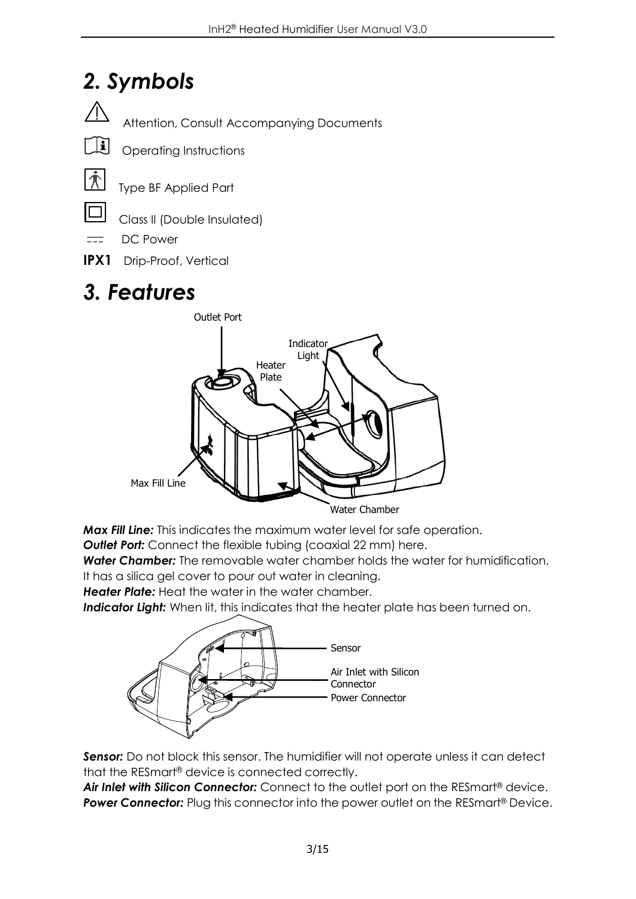## *2. Symbols*

⚠ Attention, Consult Accompanying Documents

Operating Instructions

Type BF Applied Part

Class II (Double Insulated)

⎓ DC Power

**IPX1** Drip-Proof, Vertical

## *3. Features*

Outlet Port

Indicator Light

Heater Plate

Max Fill Line

Water Chamber

***Max Fill Line:*** This indicates the maximum water level for safe operation.
***Outlet Port:*** Connect the flexible tubing (coaxial 22 mm) here.
***Water Chamber:*** The removable water chamber holds the water for humidification. It has a silica gel cover to pour out water in cleaning.
***Heater Plate:*** Heat the water in the water chamber.
***Indicator Light:*** When lit, this indicates that the heater plate has been turned on.

Sensor

Air Inlet with Silicon Connector

Power Connector

***Sensor:*** Do not block this sensor. The humidifier will not operate unless it can detect that the RESmart® device is connected correctly.
***Air Inlet with Silicon Connector:*** Connect to the outlet port on the RESmart® device.
***Power Connector:*** Plug this connector into the power outlet on the RESmart® Device.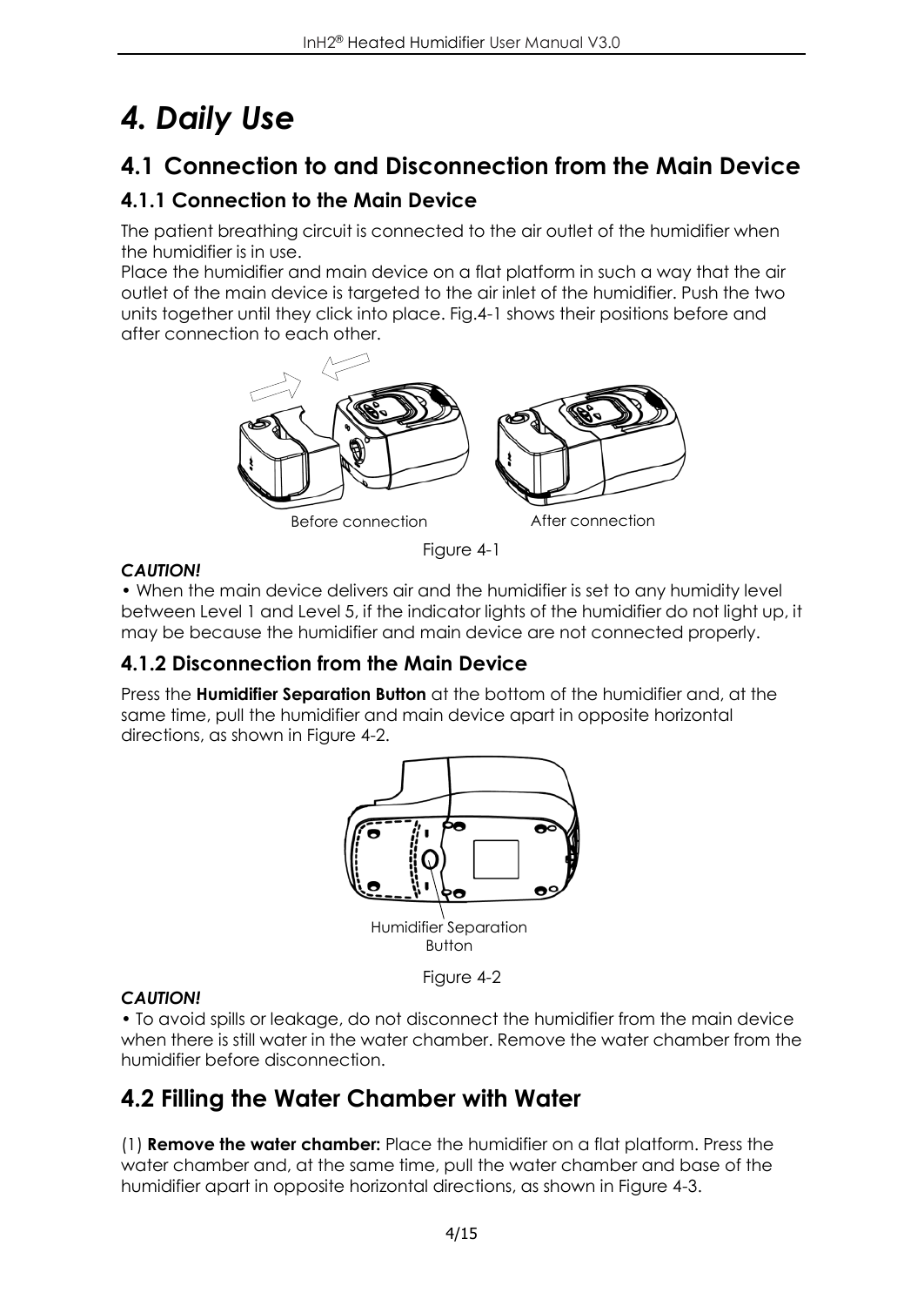# 4. Daily Use

## 4.1 Connection to and Disconnection from the Main Device

### 4.1.1 Connection to the Main Device

The patient breathing circuit is connected to the air outlet of the humidifier when the humidifier is in use.
Place the humidifier and main device on a flat platform in such a way that the air outlet of the main device is targeted to the air inlet of the humidifier. Push the two units together until they click into place. Fig.4-1 shows their positions before and after connection to each other.

Before connection　　After connection

Figure 4-1

***CAUTION!***

• When the main device delivers air and the humidifier is set to any humidity level between Level 1 and Level 5, if the indicator lights of the humidifier do not light up, it may be because the humidifier and main device are not connected properly.

### 4.1.2 Disconnection from the Main Device

Press the **Humidifier Separation Button** at the bottom of the humidifier and, at the same time, pull the humidifier and main device apart in opposite horizontal directions, as shown in Figure 4-2.

Humidifier Separation Button

Figure 4-2

***CAUTION!***

• To avoid spills or leakage, do not disconnect the humidifier from the main device when there is still water in the water chamber. Remove the water chamber from the humidifier before disconnection.

## 4.2 Filling the Water Chamber with Water

(1) **Remove the water chamber:** Place the humidifier on a flat platform. Press the water chamber and, at the same time, pull the water chamber and base of the humidifier apart in opposite horizontal directions, as shown in Figure 4-3.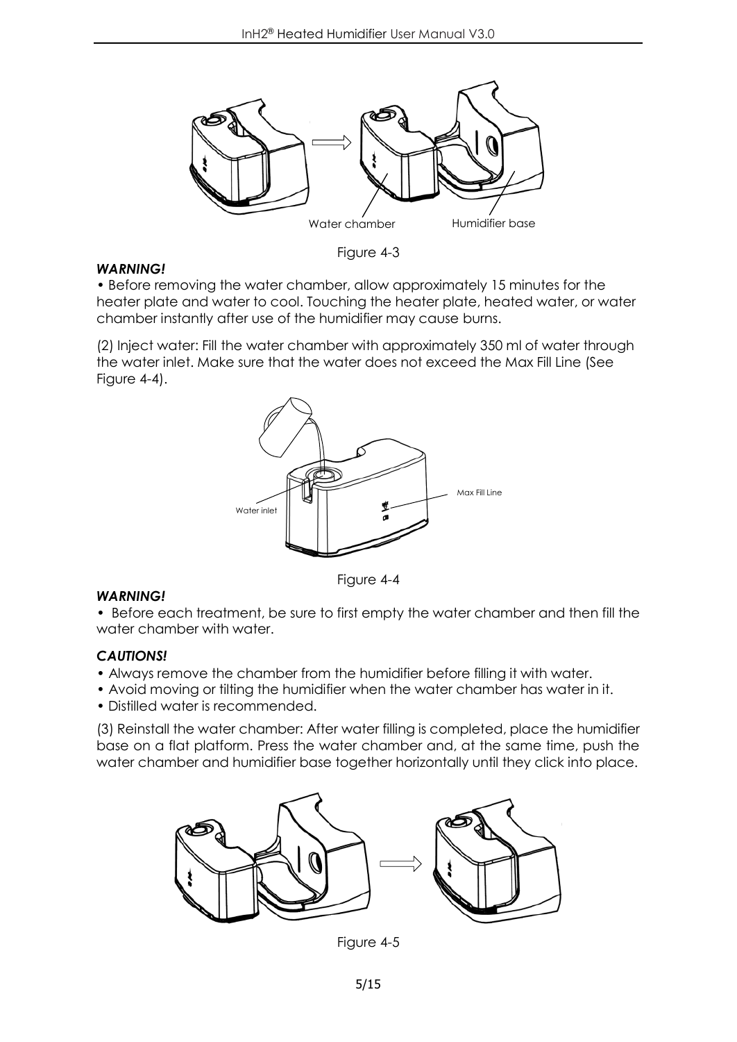Water chamber Humidifier base

Figure 4-3

***WARNING!***

• Before removing the water chamber, allow approximately 15 minutes for the heater plate and water to cool. Touching the heater plate, heated water, or water chamber instantly after use of the humidifier may cause burns.

(2) Inject water: Fill the water chamber with approximately 350 ml of water through the water inlet. Make sure that the water does not exceed the Max Fill Line (See Figure 4-4).

Water inlet Max Fill Line

Figure 4-4

***WARNING!***

• Before each treatment, be sure to first empty the water chamber and then fill the water chamber with water.

***CAUTIONS!***

• Always remove the chamber from the humidifier before filling it with water.
• Avoid moving or tilting the humidifier when the water chamber has water in it.
• Distilled water is recommended.

(3) Reinstall the water chamber: After water filling is completed, place the humidifier base on a flat platform. Press the water chamber and, at the same time, push the water chamber and humidifier base together horizontally until they click into place.

Figure 4-5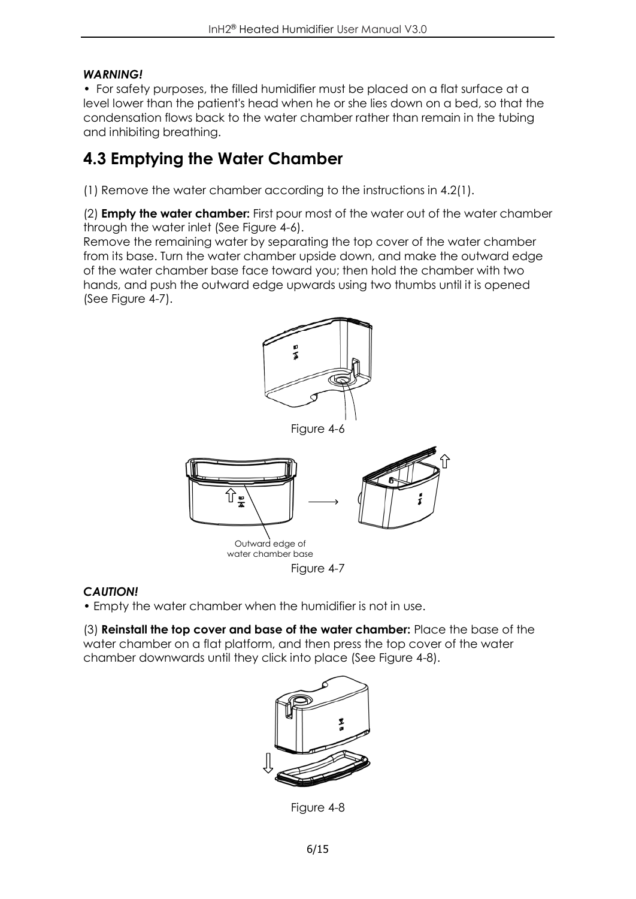***WARNING!***

• For safety purposes, the filled humidifier must be placed on a flat surface at a level lower than the patient's head when he or she lies down on a bed, so that the condensation flows back to the water chamber rather than remain in the tubing and inhibiting breathing.

## 4.3 Emptying the Water Chamber

(1) Remove the water chamber according to the instructions in 4.2(1).

(2) **Empty the water chamber:** First pour most of the water out of the water chamber through the water inlet (See Figure 4-6).

Remove the remaining water by separating the top cover of the water chamber from its base. Turn the water chamber upside down, and make the outward edge of the water chamber base face toward you; then hold the chamber with two hands, and push the outward edge upwards using two thumbs until it is opened (See Figure 4-7).

Figure 4-6

Outward edge of water chamber base

Figure 4-7

***CAUTION!***

• Empty the water chamber when the humidifier is not in use.

(3) **Reinstall the top cover and base of the water chamber:** Place the base of the water chamber on a flat platform, and then press the top cover of the water chamber downwards until they click into place (See Figure 4-8).

Figure 4-8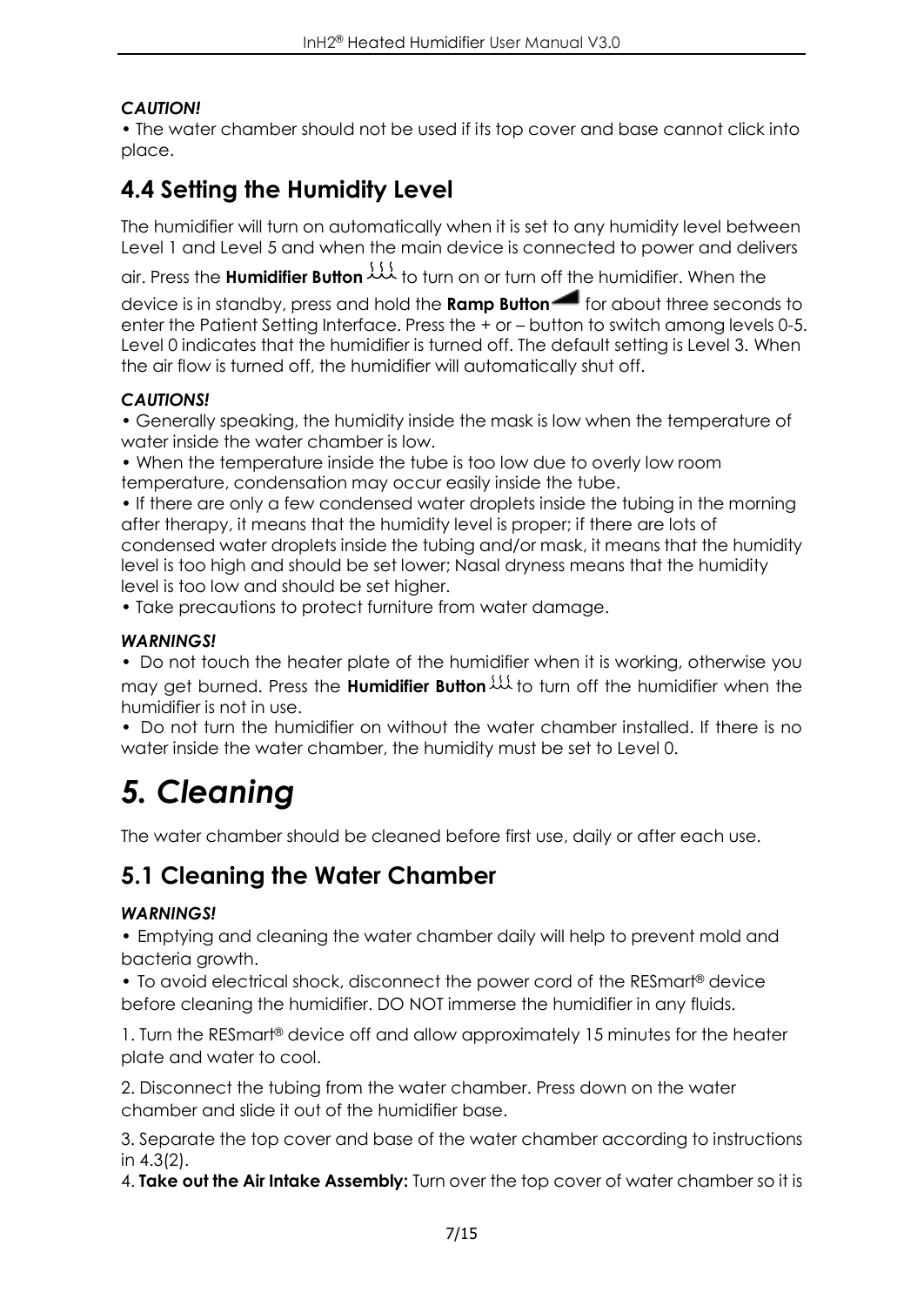***CAUTION!***

• The water chamber should not be used if its top cover and base cannot click into place.

## 4.4 Setting the Humidity Level

The humidifier will turn on automatically when it is set to any humidity level between Level 1 and Level 5 and when the main device is connected to power and delivers air. Press the **Humidifier Button** to turn on or turn off the humidifier. When the device is in standby, press and hold the **Ramp Button** for about three seconds to enter the Patient Setting Interface. Press the + or – button to switch among levels 0-5. Level 0 indicates that the humidifier is turned off. The default setting is Level 3. When the air flow is turned off, the humidifier will automatically shut off.

***CAUTIONS!***

• Generally speaking, the humidity inside the mask is low when the temperature of water inside the water chamber is low.

• When the temperature inside the tube is too low due to overly low room temperature, condensation may occur easily inside the tube.

• If there are only a few condensed water droplets inside the tubing in the morning after therapy, it means that the humidity level is proper; if there are lots of condensed water droplets inside the tubing and/or mask, it means that the humidity level is too high and should be set lower; Nasal dryness means that the humidity level is too low and should be set higher.

• Take precautions to protect furniture from water damage.

***WARNINGS!***

• Do not touch the heater plate of the humidifier when it is working, otherwise you may get burned. Press the **Humidifier Button** to turn off the humidifier when the humidifier is not in use.

• Do not turn the humidifier on without the water chamber installed. If there is no water inside the water chamber, the humidity must be set to Level 0.

# *5. Cleaning*

The water chamber should be cleaned before first use, daily or after each use.

## 5.1 Cleaning the Water Chamber

***WARNINGS!***

• Emptying and cleaning the water chamber daily will help to prevent mold and bacteria growth.

• To avoid electrical shock, disconnect the power cord of the RESmart® device before cleaning the humidifier. DO NOT immerse the humidifier in any fluids.

1. Turn the RESmart® device off and allow approximately 15 minutes for the heater plate and water to cool.

2. Disconnect the tubing from the water chamber. Press down on the water chamber and slide it out of the humidifier base.

3. Separate the top cover and base of the water chamber according to instructions in 4.3(2).

4. **Take out the Air Intake Assembly:** Turn over the top cover of water chamber so it is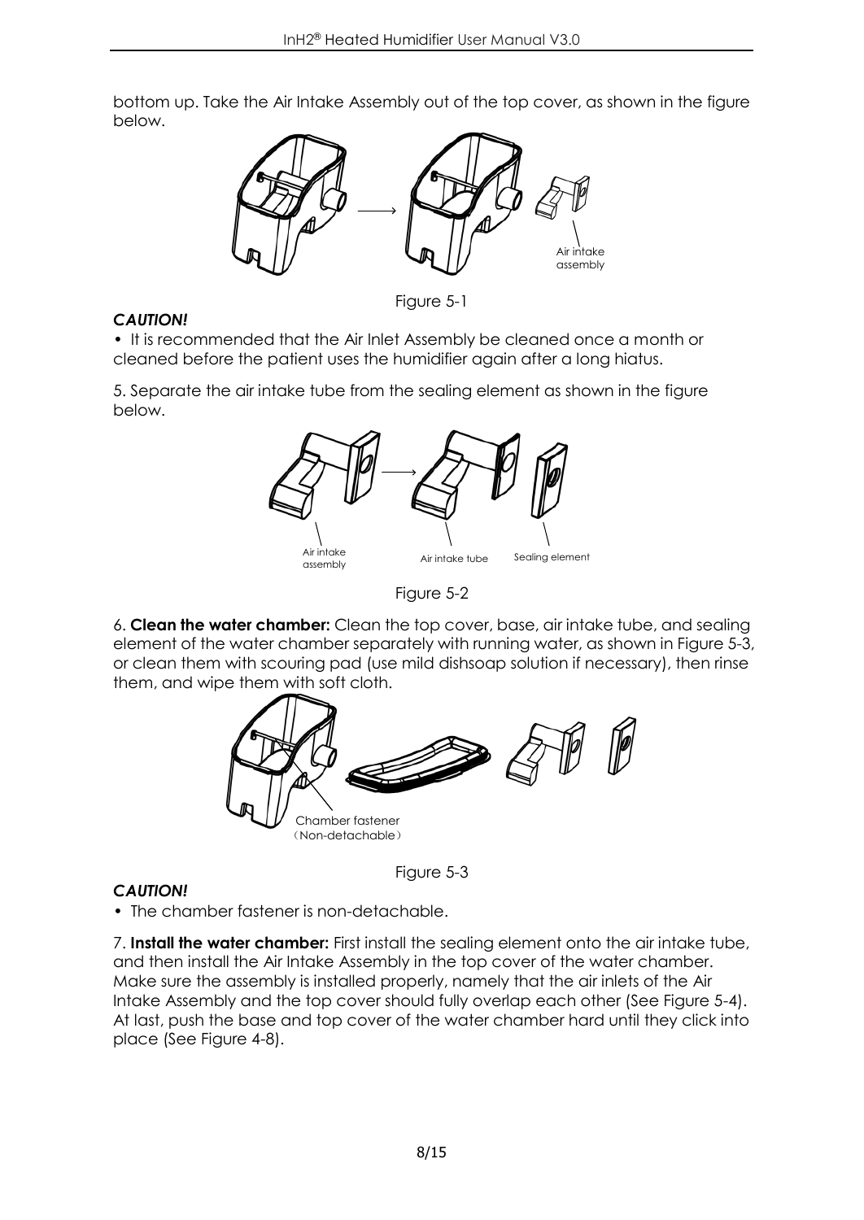bottom up. Take the Air Intake Assembly out of the top cover, as shown in the figure below.

Air intake assembly

Figure 5-1

***CAUTION!***

- It is recommended that the Air Inlet Assembly be cleaned once a month or cleaned before the patient uses the humidifier again after a long hiatus.

5. Separate the air intake tube from the sealing element as shown in the figure below.

Air intake assembly | Air intake tube | Sealing element

Figure 5-2

6. **Clean the water chamber:** Clean the top cover, base, air intake tube, and sealing element of the water chamber separately with running water, as shown in Figure 5-3, or clean them with scouring pad (use mild dishsoap solution if necessary), then rinse them, and wipe them with soft cloth.

Chamber fastener（Non-detachable）

Figure 5-3

***CAUTION!***

- The chamber fastener is non-detachable.

7. **Install the water chamber:** First install the sealing element onto the air intake tube, and then install the Air Intake Assembly in the top cover of the water chamber. Make sure the assembly is installed properly, namely that the air inlets of the Air Intake Assembly and the top cover should fully overlap each other (See Figure 5-4). At last, push the base and top cover of the water chamber hard until they click into place (See Figure 4-8).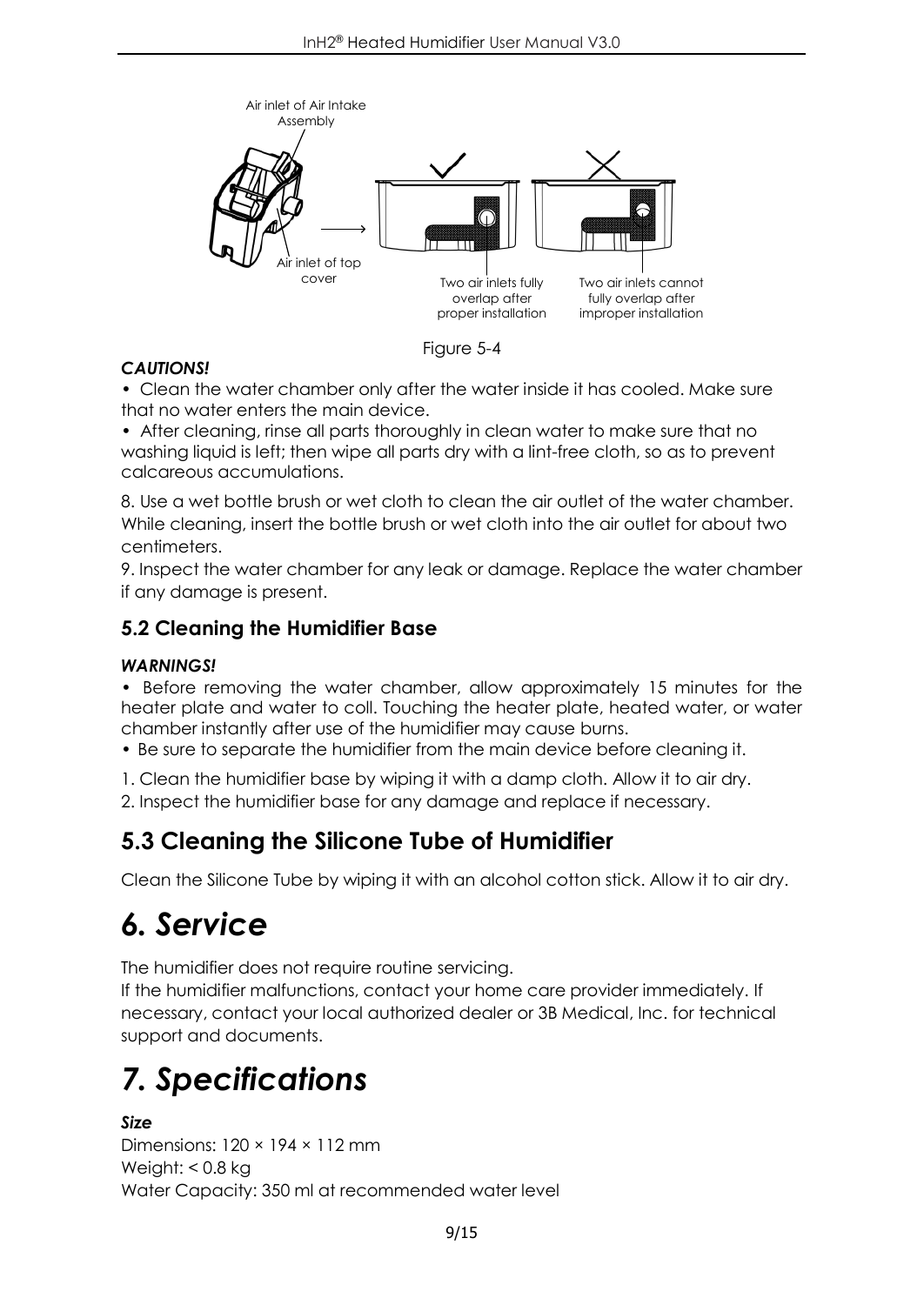Air inlet of Air Intake Assembly

Air inlet of top cover

Two air inlets fully overlap after proper installation

Two air inlets cannot fully overlap after improper installation

Figure 5-4

***CAUTIONS!***

• Clean the water chamber only after the water inside it has cooled. Make sure that no water enters the main device.

• After cleaning, rinse all parts thoroughly in clean water to make sure that no washing liquid is left; then wipe all parts dry with a lint-free cloth, so as to prevent calcareous accumulations.

8. Use a wet bottle brush or wet cloth to clean the air outlet of the water chamber. While cleaning, insert the bottle brush or wet cloth into the air outlet for about two centimeters.

9. Inspect the water chamber for any leak or damage. Replace the water chamber if any damage is present.

### 5.2 Cleaning the Humidifier Base

***WARNINGS!***

• Before removing the water chamber, allow approximately 15 minutes for the heater plate and water to coll. Touching the heater plate, heated water, or water chamber instantly after use of the humidifier may cause burns.

• Be sure to separate the humidifier from the main device before cleaning it.

1. Clean the humidifier base by wiping it with a damp cloth. Allow it to air dry.
2. Inspect the humidifier base for any damage and replace if necessary.

## 5.3 Cleaning the Silicone Tube of Humidifier

Clean the Silicone Tube by wiping it with an alcohol cotton stick. Allow it to air dry.

# *6. Service*

The humidifier does not require routine servicing.

If the humidifier malfunctions, contact your home care provider immediately. If necessary, contact your local authorized dealer or 3B Medical, Inc. for technical support and documents.

# *7. Specifications*

***Size***

Dimensions: 120 × 194 × 112 mm

Weight: < 0.8 kg

Water Capacity: 350 ml at recommended water level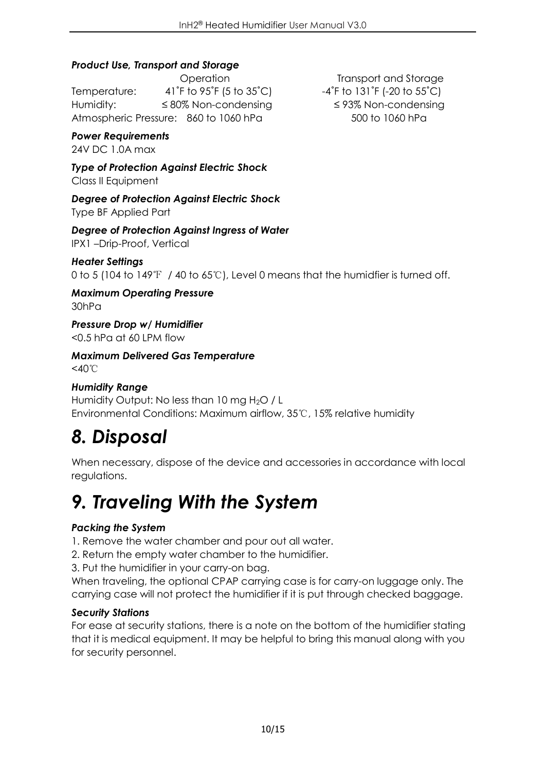***Product Use, Transport and Storage***

| | Operation | Transport and Storage |
|---|---|---|
| Temperature: | 41˚F to 95˚F (5 to 35˚C) | -4˚F to 131˚F (-20 to 55˚C) |
| Humidity: | ≤ 80% Non-condensing | ≤ 93% Non-condensing |
| Atmospheric Pressure: | 860 to 1060 hPa | 500 to 1060 hPa |

***Power Requirements***

24V DC 1.0A max

***Type of Protection Against Electric Shock***

Class II Equipment

***Degree of Protection Against Electric Shock***

Type BF Applied Part

***Degree of Protection Against Ingress of Water***

IPX1 –Drip-Proof, Vertical

***Heater Settings***

0 to 5 (104 to 149℉ / 40 to 65℃), Level 0 means that the humidfier is turned off.

***Maximum Operating Pressure***

30hPa

***Pressure Drop w/ Humidifier***

<0.5 hPa at 60 LPM flow

***Maximum Delivered Gas Temperature***

<40℃

***Humidity Range***

Humidity Output: No less than 10 mg $H_2O$ / L

Environmental Conditions: Maximum airflow, 35℃, 15% relative humidity

# *8. Disposal*

When necessary, dispose of the device and accessories in accordance with local regulations.

# *9. Traveling With the System*

***Packing the System***

1. Remove the water chamber and pour out all water.
2. Return the empty water chamber to the humidifier.
3. Put the humidifier in your carry-on bag.

When traveling, the optional CPAP carrying case is for carry-on luggage only. The carrying case will not protect the humidifier if it is put through checked baggage.

***Security Stations***

For ease at security stations, there is a note on the bottom of the humidifier stating that it is medical equipment. It may be helpful to bring this manual along with you for security personnel.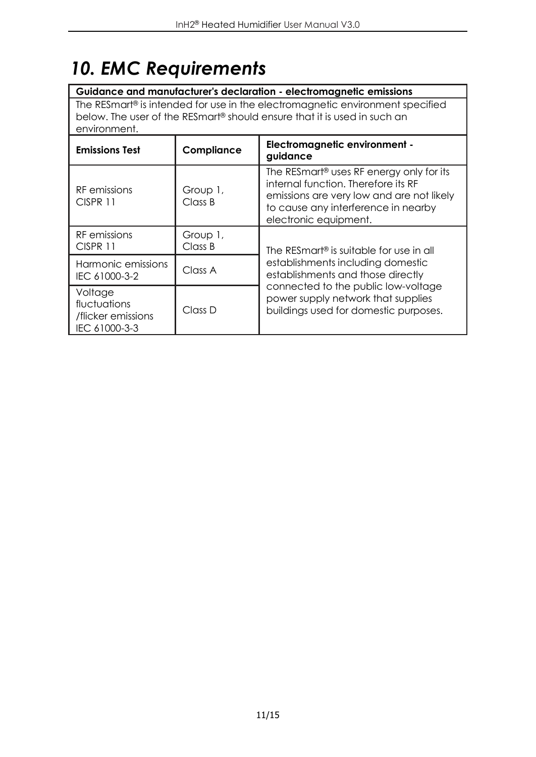# *10. EMC Requirements*

| Guidance and manufacturer's declaration - electromagnetic emissions | | |
|---|---|---|
| The RESmart® is intended for use in the electromagnetic environment specified below. The user of the RESmart® should ensure that it is used in such an environment. | | |
| **Emissions Test** | **Compliance** | **Electromagnetic environment - guidance** |
| RF emissions CISPR 11 | Group 1, Class B | The RESmart® uses RF energy only for its internal function. Therefore its RF emissions are very low and are not likely to cause any interference in nearby electronic equipment. |
| RF emissions CISPR 11 | Group 1, Class B | The RESmart® is suitable for use in all establishments including domestic establishments and those directly connected to the public low-voltage power supply network that supplies buildings used for domestic purposes. |
| Harmonic emissions IEC 61000-3-2 | Class A | |
| Voltage fluctuations /flicker emissions IEC 61000-3-3 | Class D | |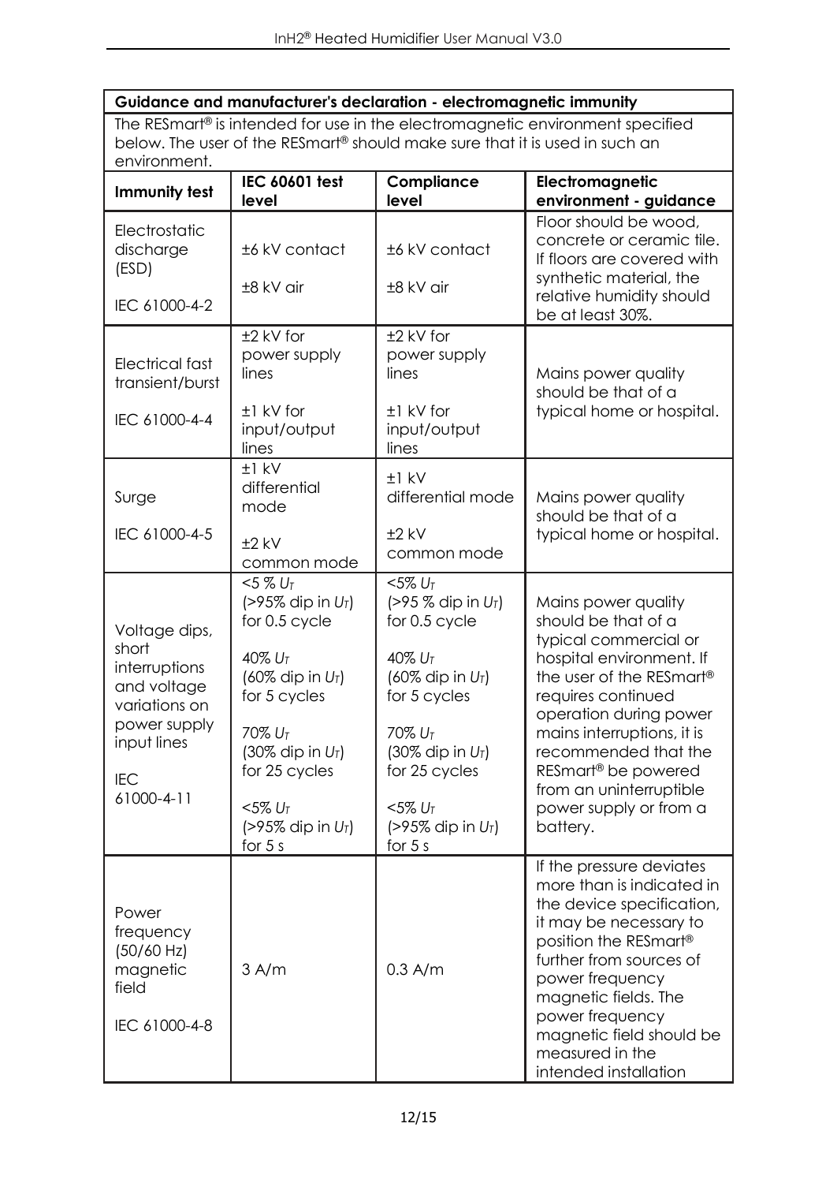**Guidance and manufacturer's declaration - electromagnetic immunity**

The RESmart® is intended for use in the electromagnetic environment specified below. The user of the RESmart® should make sure that it is used in such an environment.

| Immunity test | IEC 60601 test level | Compliance level | Electromagnetic environment - guidance |
|---|---|---|---|
| Electrostatic discharge (ESD)<br><br>IEC 61000-4-2 | ±6 kV contact<br><br>±8 kV air | ±6 kV contact<br><br>±8 kV air | Floor should be wood, concrete or ceramic tile. If floors are covered with synthetic material, the relative humidity should be at least 30%. |
| Electrical fast transient/burst<br><br>IEC 61000-4-4 | ±2 kV for power supply lines<br><br>±1 kV for input/output lines | ±2 kV for power supply lines<br><br>±1 kV for input/output lines | Mains power quality should be that of a typical home or hospital. |
| Surge<br><br>IEC 61000-4-5 | ±1 kV differential mode<br><br>±2 kV common mode | ±1 kV differential mode<br><br>±2 kV common mode | Mains power quality should be that of a typical home or hospital. |
| Voltage dips, short interruptions and voltage variations on power supply input lines<br><br>IEC 61000-4-11 | <5 % $U_T$ (>95% dip in $U_T$) for 0.5 cycle<br><br>40% $U_T$ (60% dip in $U_T$) for 5 cycles<br><br>70% $U_T$ (30% dip in $U_T$) for 25 cycles<br><br><5% $U_T$ (>95% dip in $U_T$) for 5 s | <5% $U_T$ (>95 % dip in $U_T$) for 0.5 cycle<br><br>40% $U_T$ (60% dip in $U_T$) for 5 cycles<br><br>70% $U_T$ (30% dip in $U_T$) for 25 cycles<br><br><5% $U_T$ (>95% dip in $U_T$) for 5 s | Mains power quality should be that of a typical commercial or hospital environment. If the user of the RESmart® requires continued operation during power mains interruptions, it is recommended that the RESmart® be powered from an uninterruptible power supply or from a battery. |
| Power frequency (50/60 Hz) magnetic field<br><br>IEC 61000-4-8 | 3 A/m | 0.3 A/m | If the pressure deviates more than is indicated in the device specification, it may be necessary to position the RESmart® further from sources of power frequency magnetic fields. The power frequency magnetic field should be measured in the intended installation |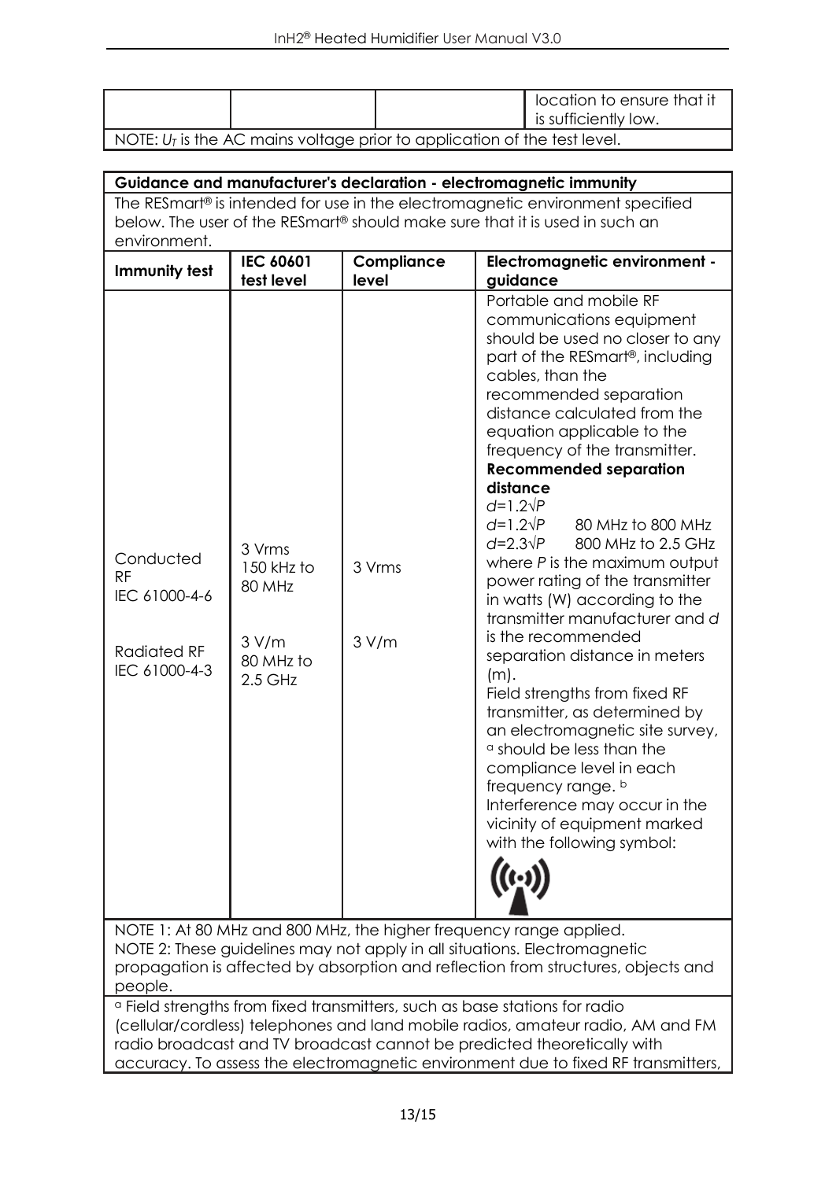| | | | location to ensure that it is sufficiently low. |
|---|---|---|---|
| NOTE: $U_T$ is the AC mains voltage prior to application of the test level. | | | |

| **Guidance and manufacturer's declaration - electromagnetic immunity** | | | |
|---|---|---|---|
| The RESmart® is intended for use in the electromagnetic environment specified below. The user of the RESmart® should make sure that it is used in such an environment. | | | |
| **Immunity test** | **IEC 60601 test level** | **Compliance level** | **Electromagnetic environment - guidance** |
| Conducted RF IEC 61000-4-6<br><br>Radiated RF IEC 61000-4-3 | 3 Vrms 150 kHz to 80 MHz<br><br>3 V/m 80 MHz to 2.5 GHz | 3 Vrms<br><br>3 V/m | Portable and mobile RF communications equipment should be used no closer to any part of the RESmart®, including cables, than the recommended separation distance calculated from the equation applicable to the frequency of the transmitter.<br>**Recommended separation distance**<br>$d=1.2\sqrt{P}$<br>$d=1.2\sqrt{P}$ 80 MHz to 800 MHz<br>$d=2.3\sqrt{P}$ 800 MHz to 2.5 GHz<br>where $P$ is the maximum output power rating of the transmitter in watts (W) according to the transmitter manufacturer and $d$ is the recommended separation distance in meters (m).<br>Field strengths from fixed RF transmitter, as determined by an electromagnetic site survey, [a] should be less than the compliance level in each frequency range. [b]<br>Interference may occur in the vicinity of equipment marked with the following symbol: |
| NOTE 1: At 80 MHz and 800 MHz, the higher frequency range applied.<br>NOTE 2: These guidelines may not apply in all situations. Electromagnetic propagation is affected by absorption and reflection from structures, objects and people. | | | |
| [a] Field strengths from fixed transmitters, such as base stations for radio (cellular/cordless) telephones and land mobile radios, amateur radio, AM and FM radio broadcast and TV broadcast cannot be predicted theoretically with accuracy. To assess the electromagnetic environment due to fixed RF transmitters, | | | |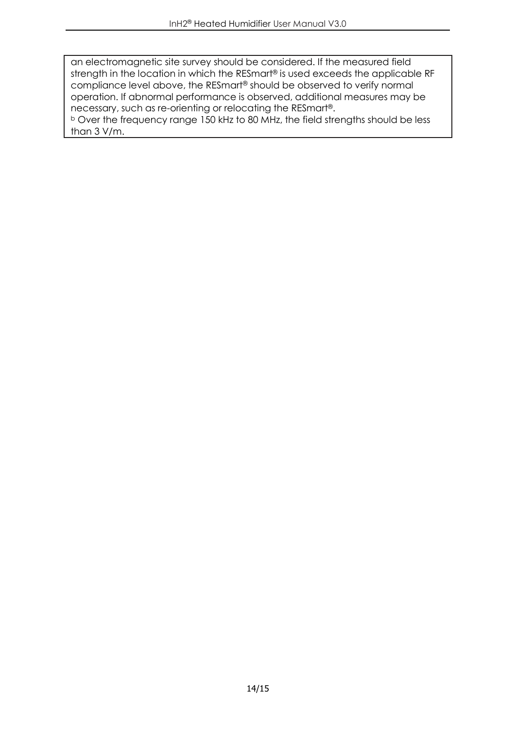an electromagnetic site survey should be considered. If the measured field strength in the location in which the RESmart® is used exceeds the applicable RF compliance level above, the RESmart® should be observed to verify normal operation. If abnormal performance is observed, additional measures may be necessary, such as re-orienting or relocating the RESmart®.

[b] Over the frequency range 150 kHz to 80 MHz, the field strengths should be less than 3 V/m.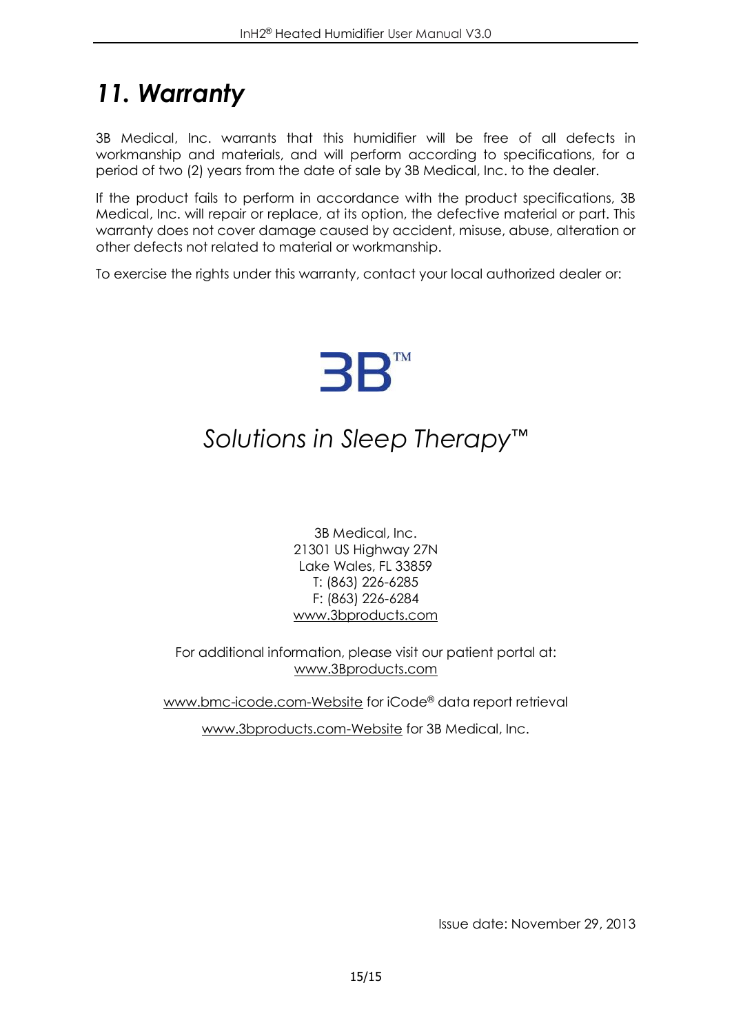# *11. Warranty*

3B Medical, Inc. warrants that this humidifier will be free of all defects in workmanship and materials, and will perform according to specifications, for a period of two (2) years from the date of sale by 3B Medical, Inc. to the dealer.

If the product fails to perform in accordance with the product specifications, 3B Medical, Inc. will repair or replace, at its option, the defective material or part. This warranty does not cover damage caused by accident, misuse, abuse, alteration or other defects not related to material or workmanship.

To exercise the rights under this warranty, contact your local authorized dealer or:

3B™

*Solutions in Sleep Therapy™*

3B Medical, Inc.  
21301 US Highway 27N  
Lake Wales, FL 33859  
T: (863) 226-6285  
F: (863) 226-6284  
www.3bproducts.com

For additional information, please visit our patient portal at:  
www.3Bproducts.com

www.bmc-icode.com-Website for iCode® data report retrieval

www.3bproducts.com-Website for 3B Medical, Inc.

Issue date: November 29, 2013